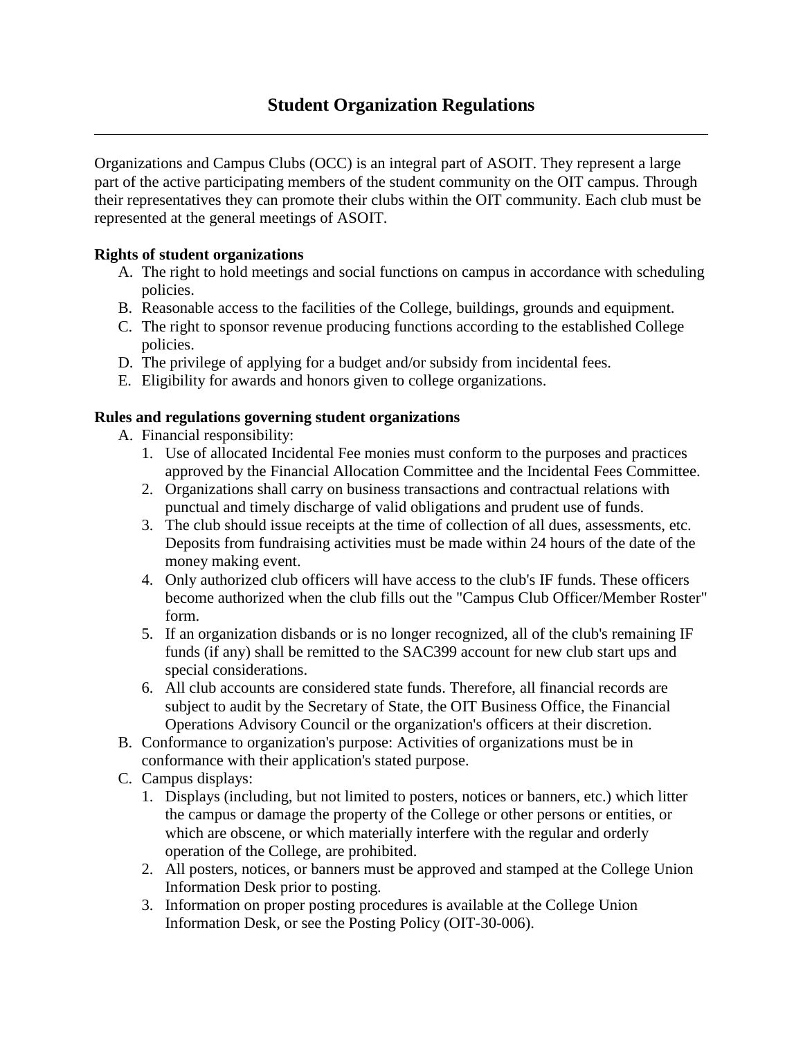# Student Organization Regulations

---

Organizations and Campus Clubs (OCC) is an integral part of ASOIT. They represent a large part of the active participating members of the student community on the OIT campus. Through their representatives they can promote their clubs within the OIT community. Each club must be represented at the general meetings of ASOIT.

**Rights of student organizations**

A. The right to hold meetings and social functions on campus in accordance with scheduling policies.
B. Reasonable access to the facilities of the College, buildings, grounds and equipment.
C. The right to sponsor revenue producing functions according to the established College policies.
D. The privilege of applying for a budget and/or subsidy from incidental fees.
E. Eligibility for awards and honors given to college organizations.

**Rules and regulations governing student organizations**

A. Financial responsibility:
   1. Use of allocated Incidental Fee monies must conform to the purposes and practices approved by the Financial Allocation Committee and the Incidental Fees Committee.
   2. Organizations shall carry on business transactions and contractual relations with punctual and timely discharge of valid obligations and prudent use of funds.
   3. The club should issue receipts at the time of collection of all dues, assessments, etc. Deposits from fundraising activities must be made within 24 hours of the date of the money making event.
   4. Only authorized club officers will have access to the club's IF funds. These officers become authorized when the club fills out the "Campus Club Officer/Member Roster" form.
   5. If an organization disbands or is no longer recognized, all of the club's remaining IF funds (if any) shall be remitted to the SAC399 account for new club start ups and special considerations.
   6. All club accounts are considered state funds. Therefore, all financial records are subject to audit by the Secretary of State, the OIT Business Office, the Financial Operations Advisory Council or the organization's officers at their discretion.
B. Conformance to organization's purpose: Activities of organizations must be in conformance with their application's stated purpose.
C. Campus displays:
   1. Displays (including, but not limited to posters, notices or banners, etc.) which litter the campus or damage the property of the College or other persons or entities, or which are obscene, or which materially interfere with the regular and orderly operation of the College, are prohibited.
   2. All posters, notices, or banners must be approved and stamped at the College Union Information Desk prior to posting.
   3. Information on proper posting procedures is available at the College Union Information Desk, or see the Posting Policy (OIT-30-006).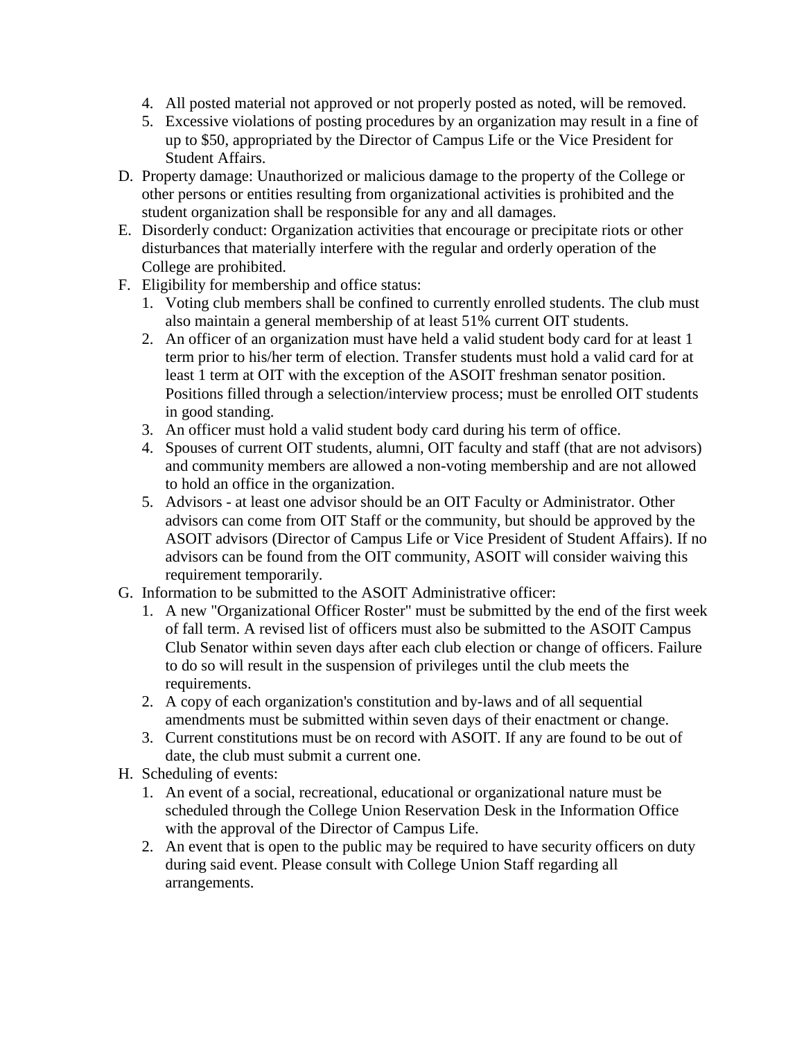4. All posted material not approved or not properly posted as noted, will be removed.
5. Excessive violations of posting procedures by an organization may result in a fine of up to $50, appropriated by the Director of Campus Life or the Vice President for Student Affairs.

D. Property damage: Unauthorized or malicious damage to the property of the College or other persons or entities resulting from organizational activities is prohibited and the student organization shall be responsible for any and all damages.

E. Disorderly conduct: Organization activities that encourage or precipitate riots or other disturbances that materially interfere with the regular and orderly operation of the College are prohibited.

F. Eligibility for membership and office status:
   1. Voting club members shall be confined to currently enrolled students. The club must also maintain a general membership of at least 51% current OIT students.
   2. An officer of an organization must have held a valid student body card for at least 1 term prior to his/her term of election. Transfer students must hold a valid card for at least 1 term at OIT with the exception of the ASOIT freshman senator position. Positions filled through a selection/interview process; must be enrolled OIT students in good standing.
   3. An officer must hold a valid student body card during his term of office.
   4. Spouses of current OIT students, alumni, OIT faculty and staff (that are not advisors) and community members are allowed a non-voting membership and are not allowed to hold an office in the organization.
   5. Advisors - at least one advisor should be an OIT Faculty or Administrator. Other advisors can come from OIT Staff or the community, but should be approved by the ASOIT advisors (Director of Campus Life or Vice President of Student Affairs). If no advisors can be found from the OIT community, ASOIT will consider waiving this requirement temporarily.

G. Information to be submitted to the ASOIT Administrative officer:
   1. A new "Organizational Officer Roster" must be submitted by the end of the first week of fall term. A revised list of officers must also be submitted to the ASOIT Campus Club Senator within seven days after each club election or change of officers. Failure to do so will result in the suspension of privileges until the club meets the requirements.
   2. A copy of each organization's constitution and by-laws and of all sequential amendments must be submitted within seven days of their enactment or change.
   3. Current constitutions must be on record with ASOIT. If any are found to be out of date, the club must submit a current one.

H. Scheduling of events:
   1. An event of a social, recreational, educational or organizational nature must be scheduled through the College Union Reservation Desk in the Information Office with the approval of the Director of Campus Life.
   2. An event that is open to the public may be required to have security officers on duty during said event. Please consult with College Union Staff regarding all arrangements.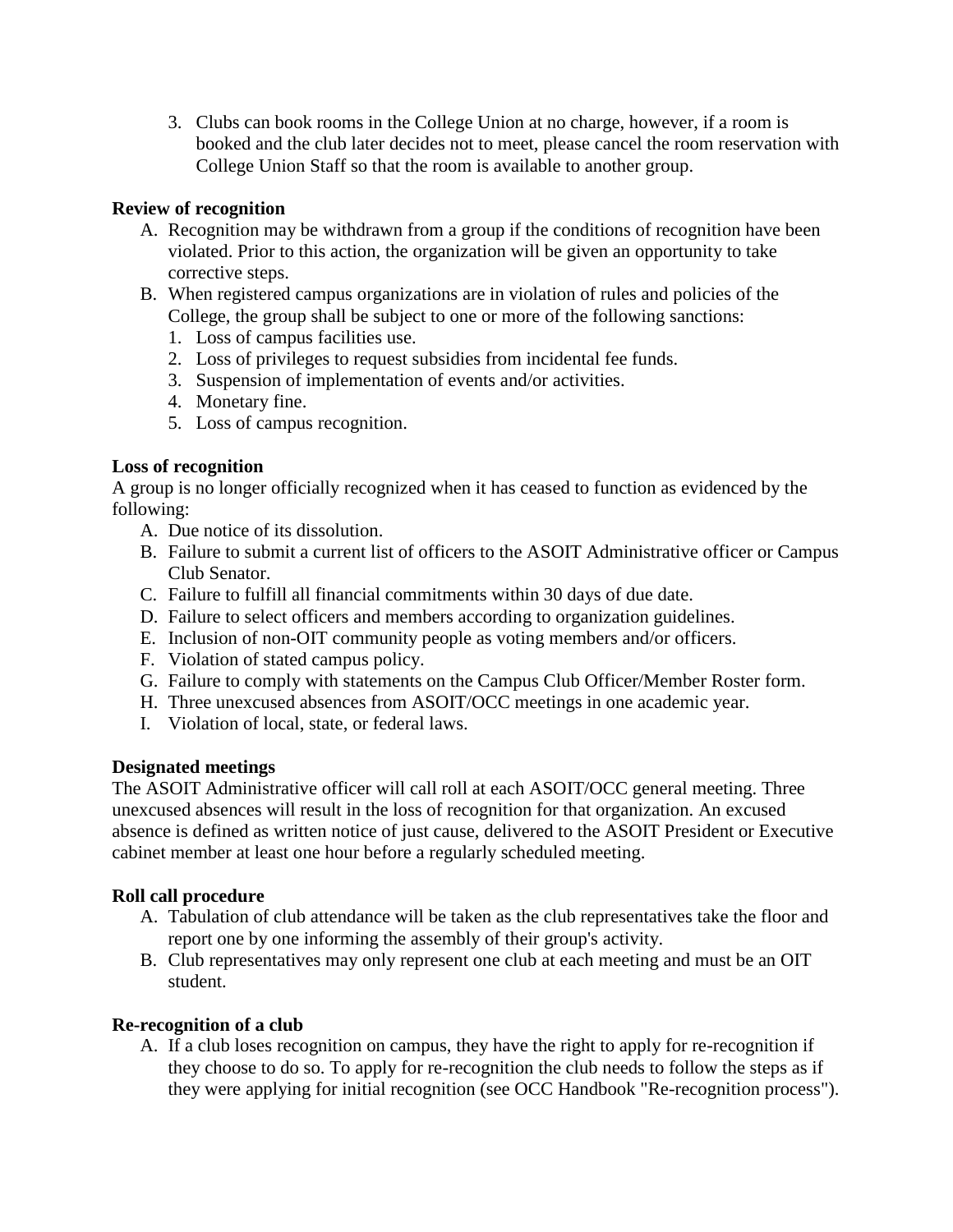3. Clubs can book rooms in the College Union at no charge, however, if a room is booked and the club later decides not to meet, please cancel the room reservation with College Union Staff so that the room is available to another group.

**Review of recognition**

A. Recognition may be withdrawn from a group if the conditions of recognition have been violated. Prior to this action, the organization will be given an opportunity to take corrective steps.
B. When registered campus organizations are in violation of rules and policies of the College, the group shall be subject to one or more of the following sanctions:
   1. Loss of campus facilities use.
   2. Loss of privileges to request subsidies from incidental fee funds.
   3. Suspension of implementation of events and/or activities.
   4. Monetary fine.
   5. Loss of campus recognition.

**Loss of recognition**

A group is no longer officially recognized when it has ceased to function as evidenced by the following:

A. Due notice of its dissolution.
B. Failure to submit a current list of officers to the ASOIT Administrative officer or Campus Club Senator.
C. Failure to fulfill all financial commitments within 30 days of due date.
D. Failure to select officers and members according to organization guidelines.
E. Inclusion of non-OIT community people as voting members and/or officers.
F. Violation of stated campus policy.
G. Failure to comply with statements on the Campus Club Officer/Member Roster form.
H. Three unexcused absences from ASOIT/OCC meetings in one academic year.
I. Violation of local, state, or federal laws.

**Designated meetings**

The ASOIT Administrative officer will call roll at each ASOIT/OCC general meeting. Three unexcused absences will result in the loss of recognition for that organization. An excused absence is defined as written notice of just cause, delivered to the ASOIT President or Executive cabinet member at least one hour before a regularly scheduled meeting.

**Roll call procedure**

A. Tabulation of club attendance will be taken as the club representatives take the floor and report one by one informing the assembly of their group's activity.
B. Club representatives may only represent one club at each meeting and must be an OIT student.

**Re-recognition of a club**

A. If a club loses recognition on campus, they have the right to apply for re-recognition if they choose to do so. To apply for re-recognition the club needs to follow the steps as if they were applying for initial recognition (see OCC Handbook "Re-recognition process").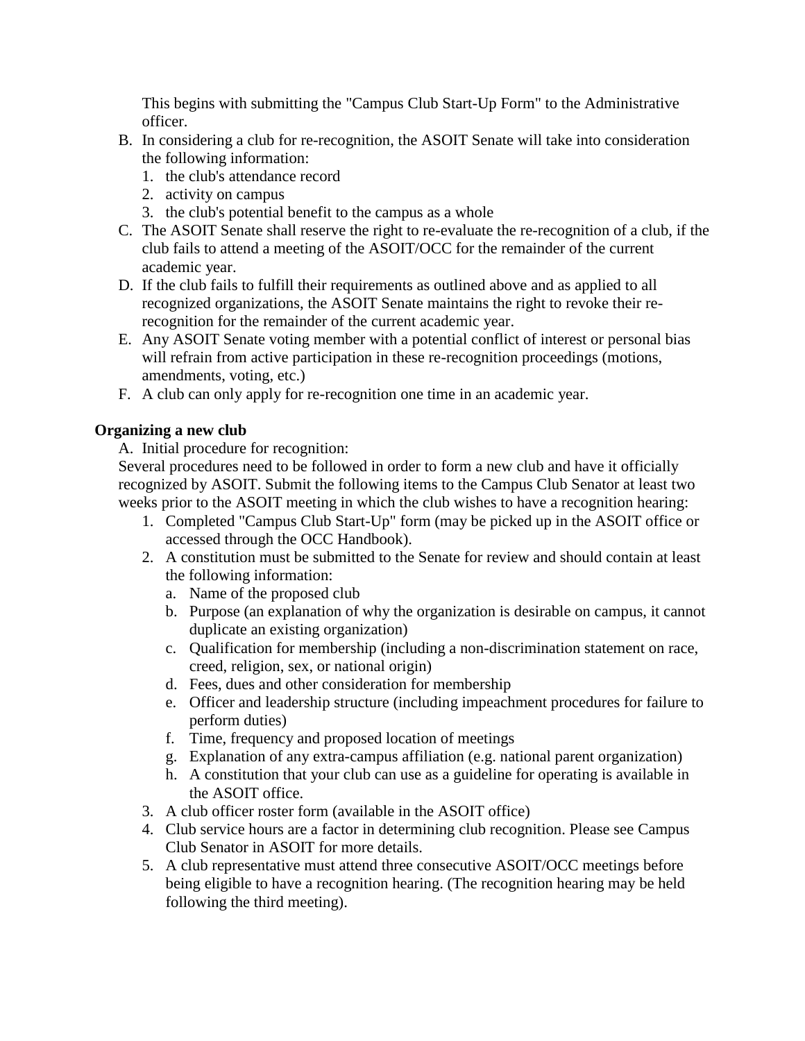This begins with submitting the "Campus Club Start-Up Form" to the Administrative officer.

B. In considering a club for re-recognition, the ASOIT Senate will take into consideration the following information:
   1. the club's attendance record
   2. activity on campus
   3. the club's potential benefit to the campus as a whole

C. The ASOIT Senate shall reserve the right to re-evaluate the re-recognition of a club, if the club fails to attend a meeting of the ASOIT/OCC for the remainder of the current academic year.

D. If the club fails to fulfill their requirements as outlined above and as applied to all recognized organizations, the ASOIT Senate maintains the right to revoke their re-recognition for the remainder of the current academic year.

E. Any ASOIT Senate voting member with a potential conflict of interest or personal bias will refrain from active participation in these re-recognition proceedings (motions, amendments, voting, etc.)

F. A club can only apply for re-recognition one time in an academic year.

**Organizing a new club**

A. Initial procedure for recognition:

Several procedures need to be followed in order to form a new club and have it officially recognized by ASOIT. Submit the following items to the Campus Club Senator at least two weeks prior to the ASOIT meeting in which the club wishes to have a recognition hearing:

1. Completed "Campus Club Start-Up" form (may be picked up in the ASOIT office or accessed through the OCC Handbook).
2. A constitution must be submitted to the Senate for review and should contain at least the following information:
   a. Name of the proposed club
   b. Purpose (an explanation of why the organization is desirable on campus, it cannot duplicate an existing organization)
   c. Qualification for membership (including a non-discrimination statement on race, creed, religion, sex, or national origin)
   d. Fees, dues and other consideration for membership
   e. Officer and leadership structure (including impeachment procedures for failure to perform duties)
   f. Time, frequency and proposed location of meetings
   g. Explanation of any extra-campus affiliation (e.g. national parent organization)
   h. A constitution that your club can use as a guideline for operating is available in the ASOIT office.
3. A club officer roster form (available in the ASOIT office)
4. Club service hours are a factor in determining club recognition. Please see Campus Club Senator in ASOIT for more details.
5. A club representative must attend three consecutive ASOIT/OCC meetings before being eligible to have a recognition hearing. (The recognition hearing may be held following the third meeting).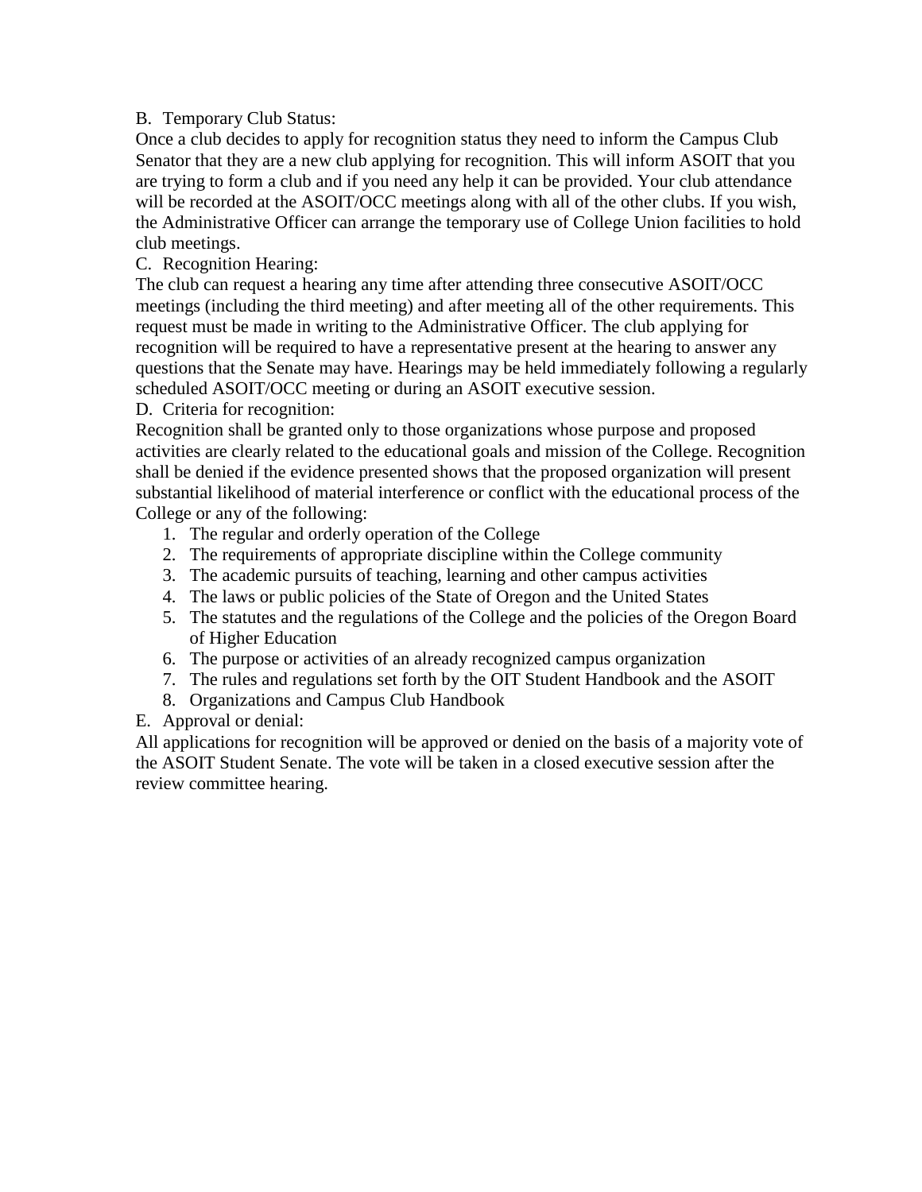B. Temporary Club Status:

Once a club decides to apply for recognition status they need to inform the Campus Club Senator that they are a new club applying for recognition. This will inform ASOIT that you are trying to form a club and if you need any help it can be provided. Your club attendance will be recorded at the ASOIT/OCC meetings along with all of the other clubs. If you wish, the Administrative Officer can arrange the temporary use of College Union facilities to hold club meetings.

C. Recognition Hearing:

The club can request a hearing any time after attending three consecutive ASOIT/OCC meetings (including the third meeting) and after meeting all of the other requirements. This request must be made in writing to the Administrative Officer. The club applying for recognition will be required to have a representative present at the hearing to answer any questions that the Senate may have. Hearings may be held immediately following a regularly scheduled ASOIT/OCC meeting or during an ASOIT executive session.

D. Criteria for recognition:

Recognition shall be granted only to those organizations whose purpose and proposed activities are clearly related to the educational goals and mission of the College. Recognition shall be denied if the evidence presented shows that the proposed organization will present substantial likelihood of material interference or conflict with the educational process of the College or any of the following:

1. The regular and orderly operation of the College
2. The requirements of appropriate discipline within the College community
3. The academic pursuits of teaching, learning and other campus activities
4. The laws or public policies of the State of Oregon and the United States
5. The statutes and the regulations of the College and the policies of the Oregon Board of Higher Education
6. The purpose or activities of an already recognized campus organization
7. The rules and regulations set forth by the OIT Student Handbook and the ASOIT
8. Organizations and Campus Club Handbook

E. Approval or denial:

All applications for recognition will be approved or denied on the basis of a majority vote of the ASOIT Student Senate. The vote will be taken in a closed executive session after the review committee hearing.